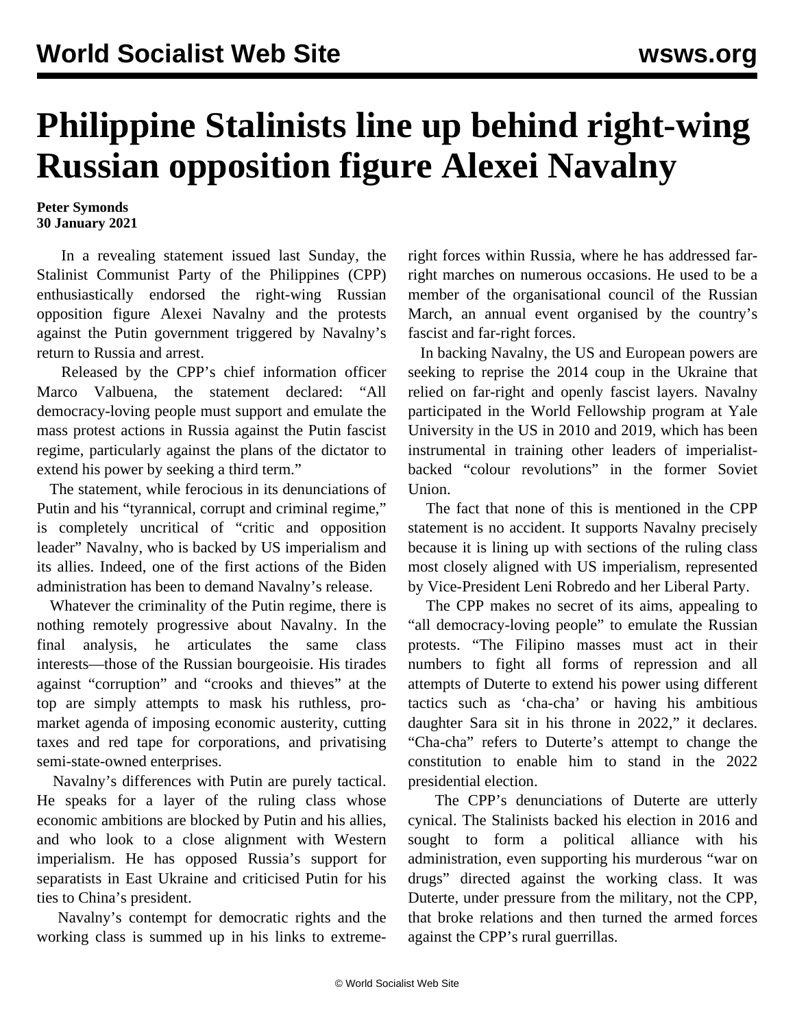# Philippine Stalinists line up behind right-wing Russian opposition figure Alexei Navalny

**Peter Symonds**
**30 January 2021**

In a revealing statement issued last Sunday, the Stalinist Communist Party of the Philippines (CPP) enthusiastically endorsed the right-wing Russian opposition figure Alexei Navalny and the protests against the Putin government triggered by Navalny's return to Russia and arrest.

Released by the CPP's chief information officer Marco Valbuena, the statement declared: "All democracy-loving people must support and emulate the mass protest actions in Russia against the Putin fascist regime, particularly against the plans of the dictator to extend his power by seeking a third term."

The statement, while ferocious in its denunciations of Putin and his "tyrannical, corrupt and criminal regime," is completely uncritical of "critic and opposition leader" Navalny, who is backed by US imperialism and its allies. Indeed, one of the first actions of the Biden administration has been to demand Navalny's release.

Whatever the criminality of the Putin regime, there is nothing remotely progressive about Navalny. In the final analysis, he articulates the same class interests—those of the Russian bourgeoisie. His tirades against "corruption" and "crooks and thieves" at the top are simply attempts to mask his ruthless, pro-market agenda of imposing economic austerity, cutting taxes and red tape for corporations, and privatising semi-state-owned enterprises.

Navalny's differences with Putin are purely tactical. He speaks for a layer of the ruling class whose economic ambitions are blocked by Putin and his allies, and who look to a close alignment with Western imperialism. He has opposed Russia's support for separatists in East Ukraine and criticised Putin for his ties to China's president.

Navalny's contempt for democratic rights and the working class is summed up in his links to extreme-right forces within Russia, where he has addressed far-right marches on numerous occasions. He used to be a member of the organisational council of the Russian March, an annual event organised by the country's fascist and far-right forces.

In backing Navalny, the US and European powers are seeking to reprise the 2014 coup in the Ukraine that relied on far-right and openly fascist layers. Navalny participated in the World Fellowship program at Yale University in the US in 2010 and 2019, which has been instrumental in training other leaders of imperialist-backed "colour revolutions" in the former Soviet Union.

The fact that none of this is mentioned in the CPP statement is no accident. It supports Navalny precisely because it is lining up with sections of the ruling class most closely aligned with US imperialism, represented by Vice-President Leni Robredo and her Liberal Party.

The CPP makes no secret of its aims, appealing to "all democracy-loving people" to emulate the Russian protests. "The Filipino masses must act in their numbers to fight all forms of repression and all attempts of Duterte to extend his power using different tactics such as 'cha-cha' or having his ambitious daughter Sara sit in his throne in 2022," it declares. "Cha-cha" refers to Duterte's attempt to change the constitution to enable him to stand in the 2022 presidential election.

The CPP's denunciations of Duterte are utterly cynical. The Stalinists backed his election in 2016 and sought to form a political alliance with his administration, even supporting his murderous "war on drugs" directed against the working class. It was Duterte, under pressure from the military, not the CPP, that broke relations and then turned the armed forces against the CPP's rural guerrillas.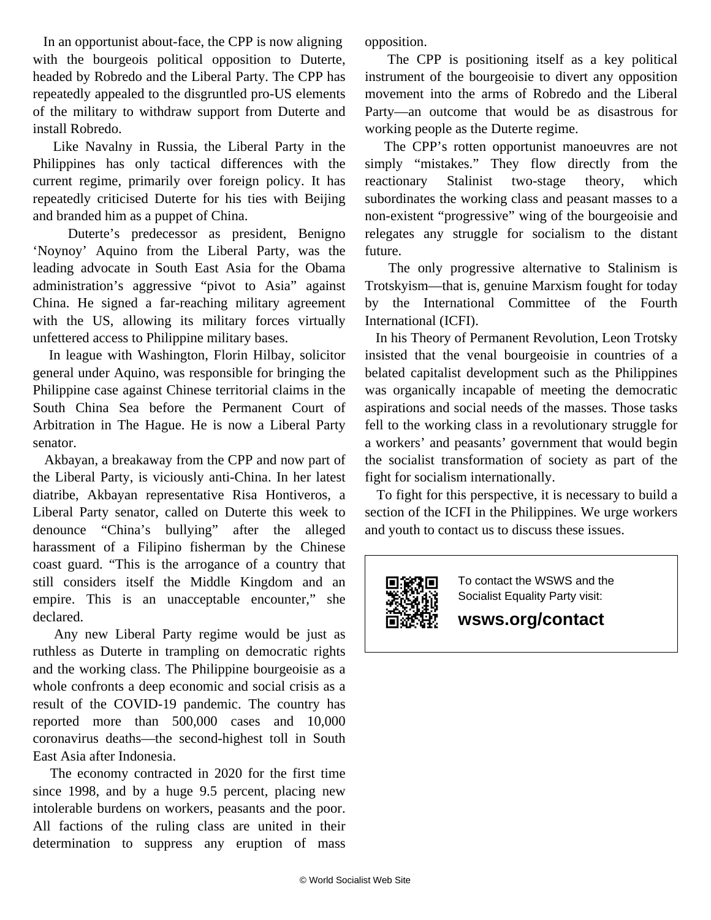In an opportunist about-face, the CPP is now aligning with the bourgeois political opposition to Duterte, headed by Robredo and the Liberal Party. The CPP has repeatedly appealed to the disgruntled pro-US elements of the military to withdraw support from Duterte and install Robredo.

Like Navalny in Russia, the Liberal Party in the Philippines has only tactical differences with the current regime, primarily over foreign policy. It has repeatedly criticised Duterte for his ties with Beijing and branded him as a puppet of China.

Duterte's predecessor as president, Benigno 'Noynoy' Aquino from the Liberal Party, was the leading advocate in South East Asia for the Obama administration's aggressive "pivot to Asia" against China. He signed a far-reaching military agreement with the US, allowing its military forces virtually unfettered access to Philippine military bases.

In league with Washington, Florin Hilbay, solicitor general under Aquino, was responsible for bringing the Philippine case against Chinese territorial claims in the South China Sea before the Permanent Court of Arbitration in The Hague. He is now a Liberal Party senator.

Akbayan, a breakaway from the CPP and now part of the Liberal Party, is viciously anti-China. In her latest diatribe, Akbayan representative Risa Hontiveros, a Liberal Party senator, called on Duterte this week to denounce "China's bullying" after the alleged harassment of a Filipino fisherman by the Chinese coast guard. "This is the arrogance of a country that still considers itself the Middle Kingdom and an empire. This is an unacceptable encounter," she declared.

Any new Liberal Party regime would be just as ruthless as Duterte in trampling on democratic rights and the working class. The Philippine bourgeoisie as a whole confronts a deep economic and social crisis as a result of the COVID-19 pandemic. The country has reported more than 500,000 cases and 10,000 coronavirus deaths—the second-highest toll in South East Asia after Indonesia.

The economy contracted in 2020 for the first time since 1998, and by a huge 9.5 percent, placing new intolerable burdens on workers, peasants and the poor. All factions of the ruling class are united in their determination to suppress any eruption of mass opposition.

The CPP is positioning itself as a key political instrument of the bourgeoisie to divert any opposition movement into the arms of Robredo and the Liberal Party—an outcome that would be as disastrous for working people as the Duterte regime.

The CPP's rotten opportunist manoeuvres are not simply "mistakes." They flow directly from the reactionary Stalinist two-stage theory, which subordinates the working class and peasant masses to a non-existent "progressive" wing of the bourgeoisie and relegates any struggle for socialism to the distant future.

The only progressive alternative to Stalinism is Trotskyism—that is, genuine Marxism fought for today by the International Committee of the Fourth International (ICFI).

In his Theory of Permanent Revolution, Leon Trotsky insisted that the venal bourgeoisie in countries of a belated capitalist development such as the Philippines was organically incapable of meeting the democratic aspirations and social needs of the masses. Those tasks fell to the working class in a revolutionary struggle for a workers' and peasants' government that would begin the socialist transformation of society as part of the fight for socialism internationally.

To fight for this perspective, it is necessary to build a section of the ICFI in the Philippines. We urge workers and youth to contact us to discuss these issues.

To contact the WSWS and the Socialist Equality Party visit:

**wsws.org/contact**